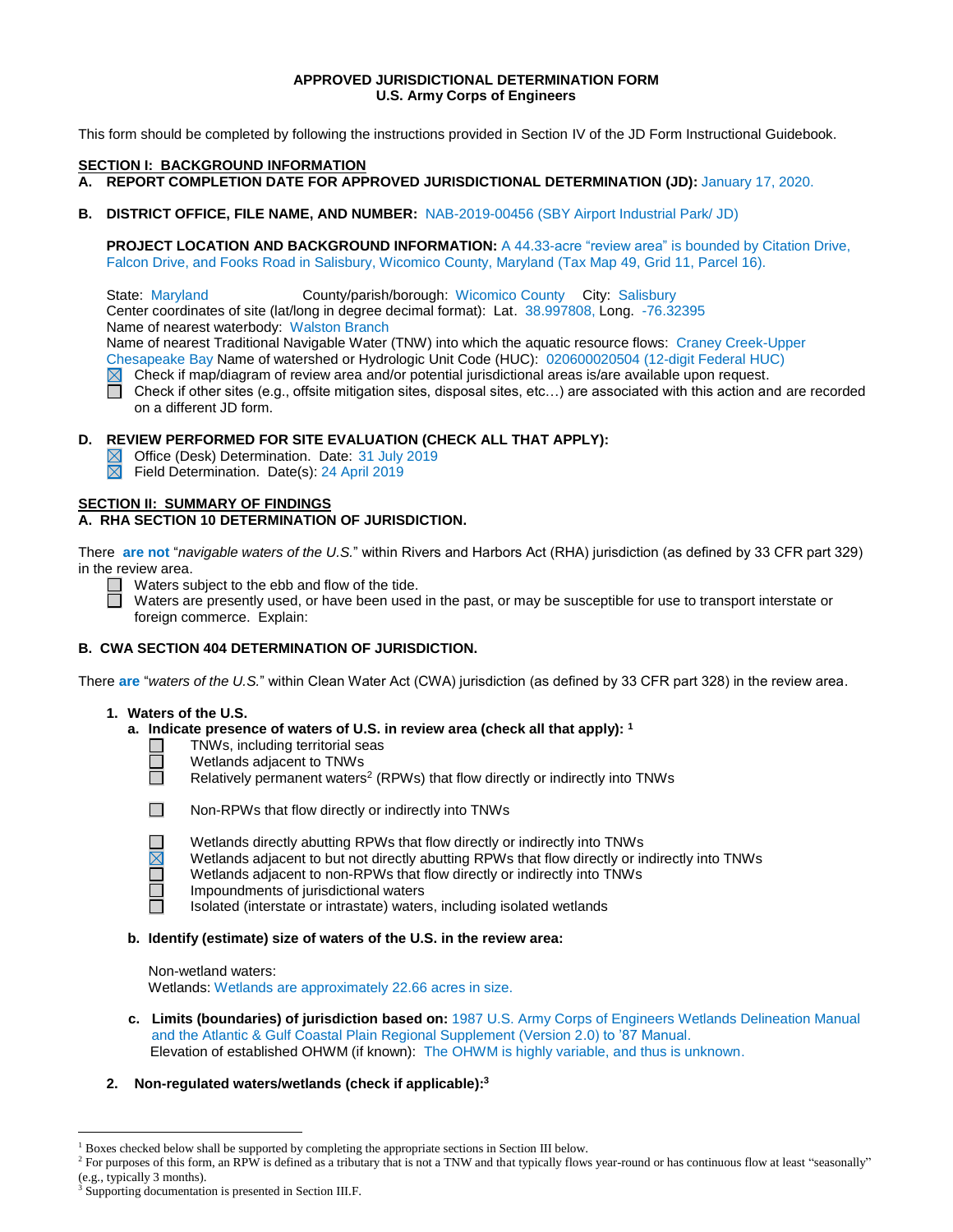**APPROVED JURISDICTIONAL DETERMINATION FORM**
**U.S. Army Corps of Engineers**

This form should be completed by following the instructions provided in Section IV of the JD Form Instructional Guidebook.

**SECTION I: BACKGROUND INFORMATION**

**A. REPORT COMPLETION DATE FOR APPROVED JURISDICTIONAL DETERMINATION (JD):** January 17, 2020.

**B. DISTRICT OFFICE, FILE NAME, AND NUMBER:** NAB-2019-00456 (SBY Airport Industrial Park/ JD)

**PROJECT LOCATION AND BACKGROUND INFORMATION:** A 44.33-acre "review area" is bounded by Citation Drive, Falcon Drive, and Fooks Road in Salisbury, Wicomico County, Maryland (Tax Map 49, Grid 11, Parcel 16).

State: Maryland County/parish/borough: Wicomico County City: Salisbury
Center coordinates of site (lat/long in degree decimal format): Lat. 38.997808, Long. -76.32395
Name of nearest waterbody: Walston Branch
Name of nearest Traditional Navigable Water (TNW) into which the aquatic resource flows: Craney Creek-Upper Chesapeake Bay Name of watershed or Hydrologic Unit Code (HUC): 020600020504 (12-digit Federal HUC)

☒ Check if map/diagram of review area and/or potential jurisdictional areas is/are available upon request.
☐ Check if other sites (e.g., offsite mitigation sites, disposal sites, etc…) are associated with this action and are recorded on a different JD form.

**D. REVIEW PERFORMED FOR SITE EVALUATION (CHECK ALL THAT APPLY):**

☒ Office (Desk) Determination. Date: 31 July 2019
☒ Field Determination. Date(s): 24 April 2019

**SECTION II: SUMMARY OF FINDINGS**

**A. RHA SECTION 10 DETERMINATION OF JURISDICTION.**

There **are not** "*navigable waters of the U.S.*" within Rivers and Harbors Act (RHA) jurisdiction (as defined by 33 CFR part 329) in the review area.

☐ Waters subject to the ebb and flow of the tide.
☐ Waters are presently used, or have been used in the past, or may be susceptible for use to transport interstate or foreign commerce. Explain:

**B. CWA SECTION 404 DETERMINATION OF JURISDICTION.**

There **are** "*waters of the U.S.*" within Clean Water Act (CWA) jurisdiction (as defined by 33 CFR part 328) in the review area.

**1. Waters of the U.S.**

**a. Indicate presence of waters of U.S. in review area (check all that apply):** [1]

☐ TNWs, including territorial seas
☐ Wetlands adjacent to TNWs
☐ Relatively permanent waters[2] (RPWs) that flow directly or indirectly into TNWs
☐ Non-RPWs that flow directly or indirectly into TNWs
☐ Wetlands directly abutting RPWs that flow directly or indirectly into TNWs
☒ Wetlands adjacent to but not directly abutting RPWs that flow directly or indirectly into TNWs
☐ Wetlands adjacent to non-RPWs that flow directly or indirectly into TNWs
☐ Impoundments of jurisdictional waters
☐ Isolated (interstate or intrastate) waters, including isolated wetlands

**b. Identify (estimate) size of waters of the U.S. in the review area:**

Non-wetland waters:
Wetlands: Wetlands are approximately 22.66 acres in size.

**c. Limits (boundaries) of jurisdiction based on:** 1987 U.S. Army Corps of Engineers Wetlands Delineation Manual and the Atlantic & Gulf Coastal Plain Regional Supplement (Version 2.0) to '87 Manual.
Elevation of established OHWM (if known): The OHWM is highly variable, and thus is unknown.

**2. Non-regulated waters/wetlands (check if applicable):**[3]

---

[1] Boxes checked below shall be supported by completing the appropriate sections in Section III below.
[2] For purposes of this form, an RPW is defined as a tributary that is not a TNW and that typically flows year-round or has continuous flow at least "seasonally" (e.g., typically 3 months).
[3] Supporting documentation is presented in Section III.F.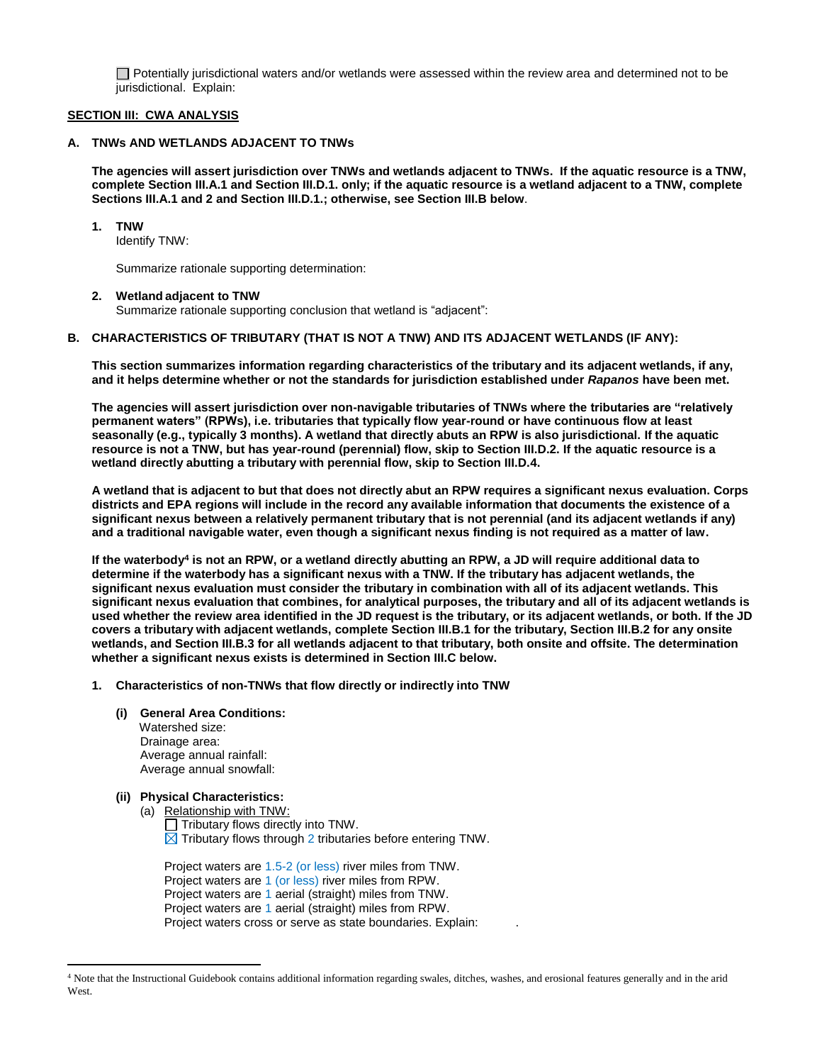☐ Potentially jurisdictional waters and/or wetlands were assessed within the review area and determined not to be jurisdictional. Explain:

## SECTION III: CWA ANALYSIS

### A. TNWs AND WETLANDS ADJACENT TO TNWs

**The agencies will assert jurisdiction over TNWs and wetlands adjacent to TNWs. If the aquatic resource is a TNW, complete Section III.A.1 and Section III.D.1. only; if the aquatic resource is a wetland adjacent to a TNW, complete Sections III.A.1 and 2 and Section III.D.1.; otherwise, see Section III.B below**.

**1. TNW**

Identify TNW:

Summarize rationale supporting determination:

**2. Wetland adjacent to TNW**

Summarize rationale supporting conclusion that wetland is "adjacent":

### B. CHARACTERISTICS OF TRIBUTARY (THAT IS NOT A TNW) AND ITS ADJACENT WETLANDS (IF ANY):

**This section summarizes information regarding characteristics of the tributary and its adjacent wetlands, if any, and it helps determine whether or not the standards for jurisdiction established under *Rapanos* have been met.**

**The agencies will assert jurisdiction over non-navigable tributaries of TNWs where the tributaries are "relatively permanent waters" (RPWs), i.e. tributaries that typically flow year-round or have continuous flow at least seasonally (e.g., typically 3 months). A wetland that directly abuts an RPW is also jurisdictional. If the aquatic resource is not a TNW, but has year-round (perennial) flow, skip to Section III.D.2. If the aquatic resource is a wetland directly abutting a tributary with perennial flow, skip to Section III.D.4.**

**A wetland that is adjacent to but that does not directly abut an RPW requires a significant nexus evaluation. Corps districts and EPA regions will include in the record any available information that documents the existence of a significant nexus between a relatively permanent tributary that is not perennial (and its adjacent wetlands if any) and a traditional navigable water, even though a significant nexus finding is not required as a matter of law.**

**If the waterbody[4] is not an RPW, or a wetland directly abutting an RPW, a JD will require additional data to determine if the waterbody has a significant nexus with a TNW. If the tributary has adjacent wetlands, the significant nexus evaluation must consider the tributary in combination with all of its adjacent wetlands. This significant nexus evaluation that combines, for analytical purposes, the tributary and all of its adjacent wetlands is used whether the review area identified in the JD request is the tributary, or its adjacent wetlands, or both. If the JD covers a tributary with adjacent wetlands, complete Section III.B.1 for the tributary, Section III.B.2 for any onsite wetlands, and Section III.B.3 for all wetlands adjacent to that tributary, both onsite and offsite. The determination whether a significant nexus exists is determined in Section III.C below.**

**1. Characteristics of non-TNWs that flow directly or indirectly into TNW**

**(i) General Area Conditions:**

Watershed size:
Drainage area:
Average annual rainfall:
Average annual snowfall:

**(ii) Physical Characteristics:**

(a) Relationship with TNW:

☐ Tributary flows directly into TNW.
☒ Tributary flows through 2 tributaries before entering TNW.

Project waters are 1.5-2 (or less) river miles from TNW.
Project waters are 1 (or less) river miles from RPW.
Project waters are 1 aerial (straight) miles from TNW.
Project waters are 1 aerial (straight) miles from RPW.
Project waters cross or serve as state boundaries. Explain: .

---

[4] Note that the Instructional Guidebook contains additional information regarding swales, ditches, washes, and erosional features generally and in the arid West.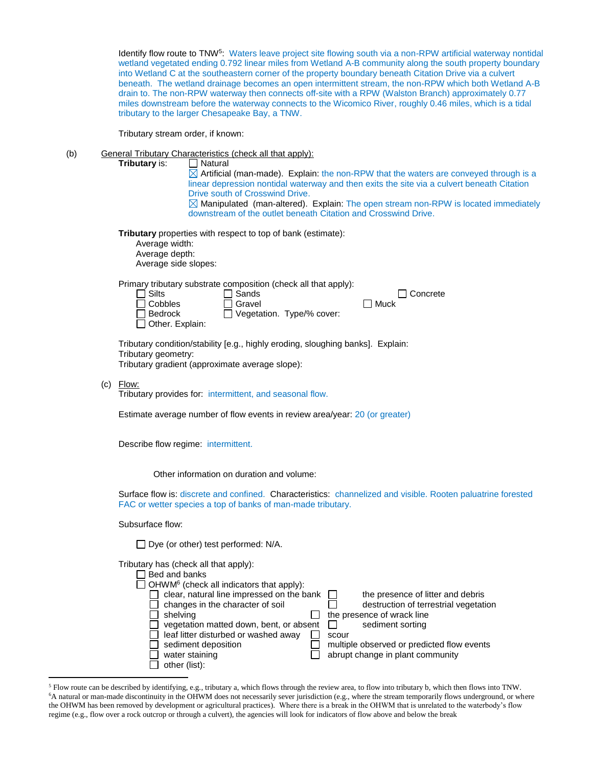Identify flow route to TNW[5]: Waters leave project site flowing south via a non-RPW artificial waterway nontidal wetland vegetated ending 0.792 linear miles from Wetland A-B community along the south property boundary into Wetland C at the southeastern corner of the property boundary beneath Citation Drive via a culvert beneath. The wetland drainage becomes an open intermittent stream, the non-RPW which both Wetland A-B drain to. The non-RPW waterway then connects off-site with a RPW (Walston Branch) approximately 0.77 miles downstream before the waterway connects to the Wicomico River, roughly 0.46 miles, which is a tidal tributary to the larger Chesapeake Bay, a TNW.

Tributary stream order, if known:

(b) General Tributary Characteristics (check all that apply):

**Tributary** is:

- ☐ Natural
- ☒ Artificial (man-made). Explain: the non-RPW that the waters are conveyed through is a linear depression nontidal waterway and then exits the site via a culvert beneath Citation Drive south of Crosswind Drive.
- ☒ Manipulated (man-altered). Explain: The open stream non-RPW is located immediately downstream of the outlet beneath Citation and Crosswind Drive.

**Tributary** properties with respect to top of bank (estimate):

Average width:
Average depth:
Average side slopes:

Primary tributary substrate composition (check all that apply):

- ☐ Silts
- ☐ Sands
- ☐ Concrete
- ☐ Cobbles
- ☐ Gravel
- ☐ Muck
- ☐ Bedrock
- ☐ Vegetation. Type/% cover:
- ☐ Other. Explain:

Tributary condition/stability [e.g., highly eroding, sloughing banks]. Explain:
Tributary geometry:
Tributary gradient (approximate average slope):

(c) Flow:

Tributary provides for: intermittent, and seasonal flow.

Estimate average number of flow events in review area/year: 20 (or greater)

Describe flow regime: intermittent.

Other information on duration and volume:

Surface flow is: discrete and confined. Characteristics: channelized and visible. Rooten paluatrine forested FAC or wetter species a top of banks of man-made tributary.

Subsurface flow:

- ☐ Dye (or other) test performed: N/A.

Tributary has (check all that apply):

- ☐ Bed and banks
- ☐ OHWM[6] (check all indicators that apply):
  - ☐ clear, natural line impressed on the bank
  - ☐ changes in the character of soil
  - ☐ shelving
  - ☐ vegetation matted down, bent, or absent
  - ☐ leaf litter disturbed or washed away
  - ☐ sediment deposition
  - ☐ water staining
  - ☐ other (list):
  - ☐ the presence of litter and debris
  - ☐ destruction of terrestrial vegetation
  - ☐ the presence of wrack line
  - ☐ sediment sorting
  - ☐ scour
  - ☐ multiple observed or predicted flow events
  - ☐ abrupt change in plant community

---

[5] Flow route can be described by identifying, e.g., tributary a, which flows through the review area, to flow into tributary b, which then flows into TNW.

[6] A natural or man-made discontinuity in the OHWM does not necessarily sever jurisdiction (e.g., where the stream temporarily flows underground, or where the OHWM has been removed by development or agricultural practices). Where there is a break in the OHWM that is unrelated to the waterbody's flow regime (e.g., flow over a rock outcrop or through a culvert), the agencies will look for indicators of flow above and below the break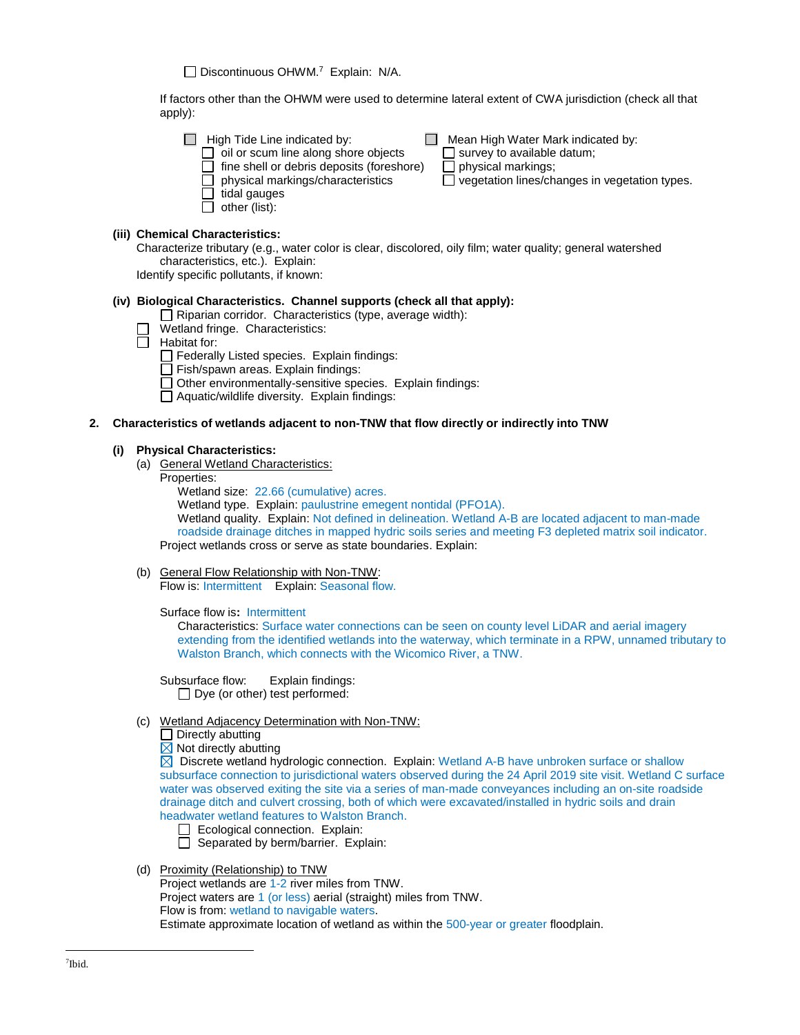☐ Discontinuous OHWM.[7] Explain: N/A.

If factors other than the OHWM were used to determine lateral extent of CWA jurisdiction (check all that apply):

☐ High Tide Line indicated by:
- ☐ oil or scum line along shore objects
- ☐ fine shell or debris deposits (foreshore)
- ☐ physical markings/characteristics
- ☐ tidal gauges
- ☐ other (list):

☐ Mean High Water Mark indicated by:
- ☐ survey to available datum;
- ☐ physical markings;
- ☐ vegetation lines/changes in vegetation types.

**(iii) Chemical Characteristics:**

Characterize tributary (e.g., water color is clear, discolored, oily film; water quality; general watershed characteristics, etc.). Explain:

Identify specific pollutants, if known:

**(iv) Biological Characteristics. Channel supports (check all that apply):**

☐ Riparian corridor. Characteristics (type, average width):

☐ Wetland fringe. Characteristics:

☐ Habitat for:
- ☐ Federally Listed species. Explain findings:
- ☐ Fish/spawn areas. Explain findings:
- ☐ Other environmentally-sensitive species. Explain findings:
- ☐ Aquatic/wildlife diversity. Explain findings:

**2. Characteristics of wetlands adjacent to non-TNW that flow directly or indirectly into TNW**

**(i) Physical Characteristics:**

(a) General Wetland Characteristics:

Properties:

Wetland size: 22.66 (cumulative) acres.

Wetland type. Explain: paulustrine emegent nontidal (PFO1A).

Wetland quality. Explain: Not defined in delineation. Wetland A-B are located adjacent to man-made roadside drainage ditches in mapped hydric soils series and meeting F3 depleted matrix soil indicator.

Project wetlands cross or serve as state boundaries. Explain:

(b) General Flow Relationship with Non-TNW:

Flow is: Intermittent Explain: Seasonal flow.

Surface flow is**:** Intermittent

Characteristics: Surface water connections can be seen on county level LiDAR and aerial imagery extending from the identified wetlands into the waterway, which terminate in a RPW, unnamed tributary to Walston Branch, which connects with the Wicomico River, a TNW.

Subsurface flow: Explain findings:

☐ Dye (or other) test performed:

(c) Wetland Adjacency Determination with Non-TNW:

☐ Directly abutting

☒ Not directly abutting

☒ Discrete wetland hydrologic connection. Explain: Wetland A-B have unbroken surface or shallow subsurface connection to jurisdictional waters observed during the 24 April 2019 site visit. Wetland C surface water was observed exiting the site via a series of man-made conveyances including an on-site roadside drainage ditch and culvert crossing, both of which were excavated/installed in hydric soils and drain headwater wetland features to Walston Branch.

☐ Ecological connection. Explain:

☐ Separated by berm/barrier. Explain:

(d) Proximity (Relationship) to TNW

Project wetlands are 1-2 river miles from TNW.

Project waters are 1 (or less) aerial (straight) miles from TNW.

Flow is from: wetland to navigable waters.

Estimate approximate location of wetland as within the 500-year or greater floodplain.

---

[7] Ibid.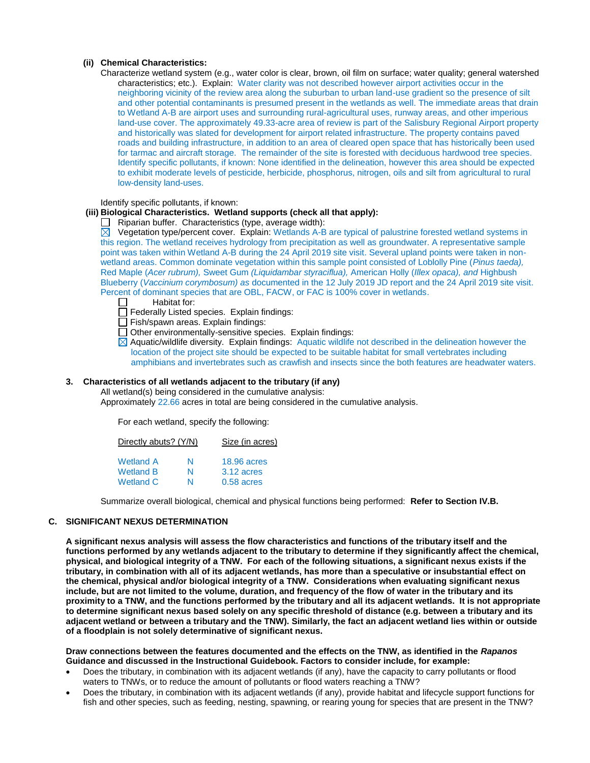**(ii) Chemical Characteristics:**

Characterize wetland system (e.g., water color is clear, brown, oil film on surface; water quality; general watershed characteristics; etc.). Explain: Water clarity was not described however airport activities occur in the neighboring vicinity of the review area along the suburban to urban land-use gradient so the presence of silt and other potential contaminants is presumed present in the wetlands as well. The immediate areas that drain to Wetland A-B are airport uses and surrounding rural-agricultural uses, runway areas, and other impervious land-use cover. The approximately 49.33-acre area of review is part of the Salisbury Regional Airport property and historically was slated for development for airport related infrastructure. The property contains paved roads and building infrastructure, in addition to an area of cleared open space that has historically been used for tarmac and aircraft storage. The remainder of the site is forested with deciduous hardwood tree species. Identify specific pollutants, if known: None identified in the delineation, however this area should be expected to exhibit moderate levels of pesticide, herbicide, phosphorus, nitrogen, oils and silt from agricultural to rural low-density land-uses.

Identify specific pollutants, if known:

**(iii) Biological Characteristics. Wetland supports (check all that apply):**

☐ Riparian buffer. Characteristics (type, average width):

☒ Vegetation type/percent cover. Explain: Wetlands A-B are typical of palustrine forested wetland systems in this region. The wetland receives hydrology from precipitation as well as groundwater. A representative sample point was taken within Wetland A-B during the 24 April 2019 site visit. Several upland points were taken in non-wetland areas. Common dominate vegetation within this sample point consisted of Loblolly Pine (*Pinus taeda),* Red Maple (*Acer rubrum),* Sweet Gum *(Liquidambar styraciflua),* American Holly (*Illex opaca), and* Highbush Blueberry (*Vaccinium corymbosum) as* documented in the 12 July 2019 JD report and the 24 April 2019 site visit. Percent of dominant species that are OBL, FACW, or FAC is 100% cover in wetlands.

☐ Habitat for:

☐ Federally Listed species. Explain findings:

☐ Fish/spawn areas. Explain findings:

☐ Other environmentally-sensitive species. Explain findings:

☒ Aquatic/wildlife diversity. Explain findings: Aquatic wildlife not described in the delineation however the location of the project site should be expected to be suitable habitat for small vertebrates including amphibians and invertebrates such as crawfish and insects since the both features are headwater waters.

**3. Characteristics of all wetlands adjacent to the tributary (if any)**

All wetland(s) being considered in the cumulative analysis:

Approximately 22.66 acres in total are being considered in the cumulative analysis.

For each wetland, specify the following:

| | Directly abuts? (Y/N) | Size (in acres) |
|---|---|---|
| Wetland A | N | 18.96 acres |
| Wetland B | N | 3.12 acres |
| Wetland C | N | 0.58 acres |

Summarize overall biological, chemical and physical functions being performed: **Refer to Section IV.B.**

## C. SIGNIFICANT NEXUS DETERMINATION

**A significant nexus analysis will assess the flow characteristics and functions of the tributary itself and the functions performed by any wetlands adjacent to the tributary to determine if they significantly affect the chemical, physical, and biological integrity of a TNW. For each of the following situations, a significant nexus exists if the tributary, in combination with all of its adjacent wetlands, has more than a speculative or insubstantial effect on the chemical, physical and/or biological integrity of a TNW. Considerations when evaluating significant nexus include, but are not limited to the volume, duration, and frequency of the flow of water in the tributary and its proximity to a TNW, and the functions performed by the tributary and all its adjacent wetlands. It is not appropriate to determine significant nexus based solely on any specific threshold of distance (e.g. between a tributary and its adjacent wetland or between a tributary and the TNW). Similarly, the fact an adjacent wetland lies within or outside of a floodplain is not solely determinative of significant nexus.**

**Draw connections between the features documented and the effects on the TNW, as identified in the *Rapanos* Guidance and discussed in the Instructional Guidebook. Factors to consider include, for example:**

- Does the tributary, in combination with its adjacent wetlands (if any), have the capacity to carry pollutants or flood waters to TNWs, or to reduce the amount of pollutants or flood waters reaching a TNW?
- Does the tributary, in combination with its adjacent wetlands (if any), provide habitat and lifecycle support functions for fish and other species, such as feeding, nesting, spawning, or rearing young for species that are present in the TNW?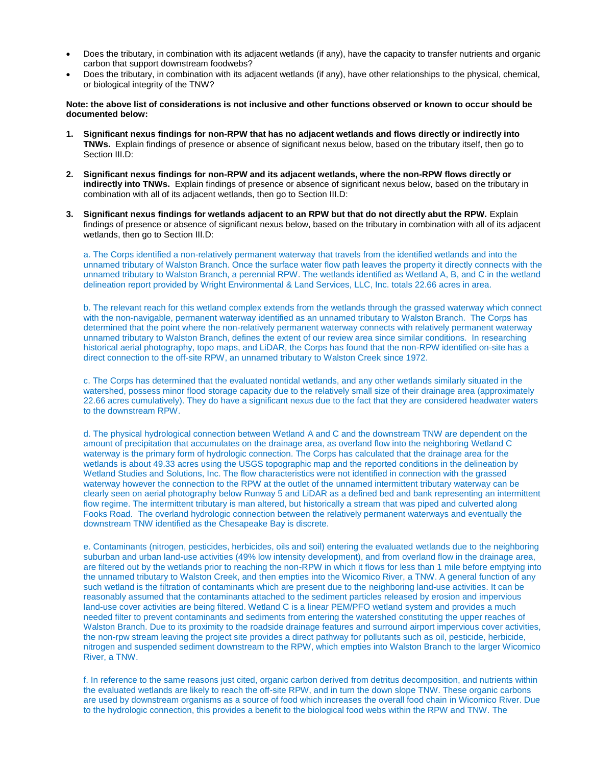- Does the tributary, in combination with its adjacent wetlands (if any), have the capacity to transfer nutrients and organic carbon that support downstream foodwebs?
- Does the tributary, in combination with its adjacent wetlands (if any), have other relationships to the physical, chemical, or biological integrity of the TNW?

**Note: the above list of considerations is not inclusive and other functions observed or known to occur should be documented below:**

1. **Significant nexus findings for non-RPW that has no adjacent wetlands and flows directly or indirectly into TNWs.** Explain findings of presence or absence of significant nexus below, based on the tributary itself, then go to Section III.D:

2. **Significant nexus findings for non-RPW and its adjacent wetlands, where the non-RPW flows directly or indirectly into TNWs.** Explain findings of presence or absence of significant nexus below, based on the tributary in combination with all of its adjacent wetlands, then go to Section III.D:

3. **Significant nexus findings for wetlands adjacent to an RPW but that do not directly abut the RPW.** Explain findings of presence or absence of significant nexus below, based on the tributary in combination with all of its adjacent wetlands, then go to Section III.D:

   a. The Corps identified a non-relatively permanent waterway that travels from the identified wetlands and into the unnamed tributary of Walston Branch. Once the surface water flow path leaves the property it directly connects with the unnamed tributary to Walston Branch, a perennial RPW. The wetlands identified as Wetland A, B, and C in the wetland delineation report provided by Wright Environmental & Land Services, LLC, Inc. totals 22.66 acres in area.

   b. The relevant reach for this wetland complex extends from the wetlands through the grassed waterway which connect with the non-navigable, permanent waterway identified as an unnamed tributary to Walston Branch. The Corps has determined that the point where the non-relatively permanent waterway connects with relatively permanent waterway unnamed tributary to Walston Branch, defines the extent of our review area since similar conditions. In researching historical aerial photography, topo maps, and LiDAR, the Corps has found that the non-RPW identified on-site has a direct connection to the off-site RPW, an unnamed tributary to Walston Creek since 1972.

   c. The Corps has determined that the evaluated nontidal wetlands, and any other wetlands similarly situated in the watershed, possess minor flood storage capacity due to the relatively small size of their drainage area (approximately 22.66 acres cumulatively). They do have a significant nexus due to the fact that they are considered headwater waters to the downstream RPW.

   d. The physical hydrological connection between Wetland A and C and the downstream TNW are dependent on the amount of precipitation that accumulates on the drainage area, as overland flow into the neighboring Wetland C waterway is the primary form of hydrologic connection. The Corps has calculated that the drainage area for the wetlands is about 49.33 acres using the USGS topographic map and the reported conditions in the delineation by Wetland Studies and Solutions, Inc. The flow characteristics were not identified in connection with the grassed waterway however the connection to the RPW at the outlet of the unnamed intermittent tributary waterway can be clearly seen on aerial photography below Runway 5 and LiDAR as a defined bed and bank representing an intermittent flow regime. The intermittent tributary is man altered, but historically a stream that was piped and culverted along Fooks Road. The overland hydrologic connection between the relatively permanent waterways and eventually the downstream TNW identified as the Chesapeake Bay is discrete.

   e. Contaminants (nitrogen, pesticides, herbicides, oils and soil) entering the evaluated wetlands due to the neighboring suburban and urban land-use activities (49% low intensity development), and from overland flow in the drainage area, are filtered out by the wetlands prior to reaching the non-RPW in which it flows for less than 1 mile before emptying into the unnamed tributary to Walston Creek, and then empties into the Wicomico River, a TNW. A general function of any such wetland is the filtration of contaminants which are present due to the neighboring land-use activities. It can be reasonably assumed that the contaminants attached to the sediment particles released by erosion and impervious land-use cover activities are being filtered. Wetland C is a linear PEM/PFO wetland system and provides a much needed filter to prevent contaminants and sediments from entering the watershed constituting the upper reaches of Walston Branch. Due to its proximity to the roadside drainage features and surround airport impervious cover activities, the non-rpw stream leaving the project site provides a direct pathway for pollutants such as oil, pesticide, herbicide, nitrogen and suspended sediment downstream to the RPW, which empties into Walston Branch to the larger Wicomico River, a TNW.

   f. In reference to the same reasons just cited, organic carbon derived from detritus decomposition, and nutrients within the evaluated wetlands are likely to reach the off-site RPW, and in turn the down slope TNW. These organic carbons are used by downstream organisms as a source of food which increases the overall food chain in Wicomico River. Due to the hydrologic connection, this provides a benefit to the biological food webs within the RPW and TNW. The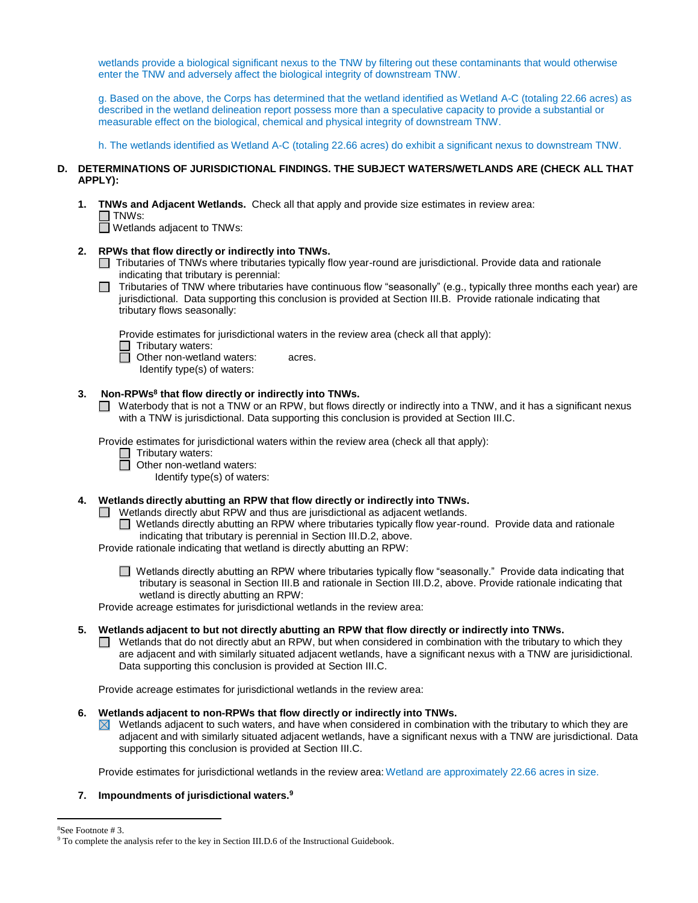wetlands provide a biological significant nexus to the TNW by filtering out these contaminants that would otherwise enter the TNW and adversely affect the biological integrity of downstream TNW.

g. Based on the above, the Corps has determined that the wetland identified as Wetland A-C (totaling 22.66 acres) as described in the wetland delineation report possess more than a speculative capacity to provide a substantial or measurable effect on the biological, chemical and physical integrity of downstream TNW.

h. The wetlands identified as Wetland A-C (totaling 22.66 acres) do exhibit a significant nexus to downstream TNW.

**D. DETERMINATIONS OF JURISDICTIONAL FINDINGS. THE SUBJECT WATERS/WETLANDS ARE (CHECK ALL THAT APPLY):**

**1. TNWs and Adjacent Wetlands.** Check all that apply and provide size estimates in review area:

☐ TNWs:

☐ Wetlands adjacent to TNWs:

**2. RPWs that flow directly or indirectly into TNWs.**

☐ Tributaries of TNWs where tributaries typically flow year-round are jurisdictional. Provide data and rationale indicating that tributary is perennial:

☐ Tributaries of TNW where tributaries have continuous flow "seasonally" (e.g., typically three months each year) are jurisdictional. Data supporting this conclusion is provided at Section III.B. Provide rationale indicating that tributary flows seasonally:

Provide estimates for jurisdictional waters in the review area (check all that apply):

☐ Tributary waters:

☐ Other non-wetland waters: acres.

Identify type(s) of waters:

**3. Non-RPWs[8] that flow directly or indirectly into TNWs.**

☐ Waterbody that is not a TNW or an RPW, but flows directly or indirectly into a TNW, and it has a significant nexus with a TNW is jurisdictional. Data supporting this conclusion is provided at Section III.C.

Provide estimates for jurisdictional waters within the review area (check all that apply):

☐ Tributary waters:

☐ Other non-wetland waters:

Identify type(s) of waters:

**4. Wetlands directly abutting an RPW that flow directly or indirectly into TNWs.**

☐ Wetlands directly abut RPW and thus are jurisdictional as adjacent wetlands.

☐ Wetlands directly abutting an RPW where tributaries typically flow year-round. Provide data and rationale indicating that tributary is perennial in Section III.D.2, above.

Provide rationale indicating that wetland is directly abutting an RPW:

☐ Wetlands directly abutting an RPW where tributaries typically flow "seasonally." Provide data indicating that tributary is seasonal in Section III.B and rationale in Section III.D.2, above. Provide rationale indicating that wetland is directly abutting an RPW:

Provide acreage estimates for jurisdictional wetlands in the review area:

**5. Wetlands adjacent to but not directly abutting an RPW that flow directly or indirectly into TNWs.**

☐ Wetlands that do not directly abut an RPW, but when considered in combination with the tributary to which they are adjacent and with similarly situated adjacent wetlands, have a significant nexus with a TNW are jurisidictional. Data supporting this conclusion is provided at Section III.C.

Provide acreage estimates for jurisdictional wetlands in the review area:

**6. Wetlands adjacent to non-RPWs that flow directly or indirectly into TNWs.**

☒ Wetlands adjacent to such waters, and have when considered in combination with the tributary to which they are adjacent and with similarly situated adjacent wetlands, have a significant nexus with a TNW are jurisdictional. Data supporting this conclusion is provided at Section III.C.

Provide estimates for jurisdictional wetlands in the review area: Wetland are approximately 22.66 acres in size.

**7. Impoundments of jurisdictional waters.[9]**

---

[8] See Footnote # 3.

[9] To complete the analysis refer to the key in Section III.D.6 of the Instructional Guidebook.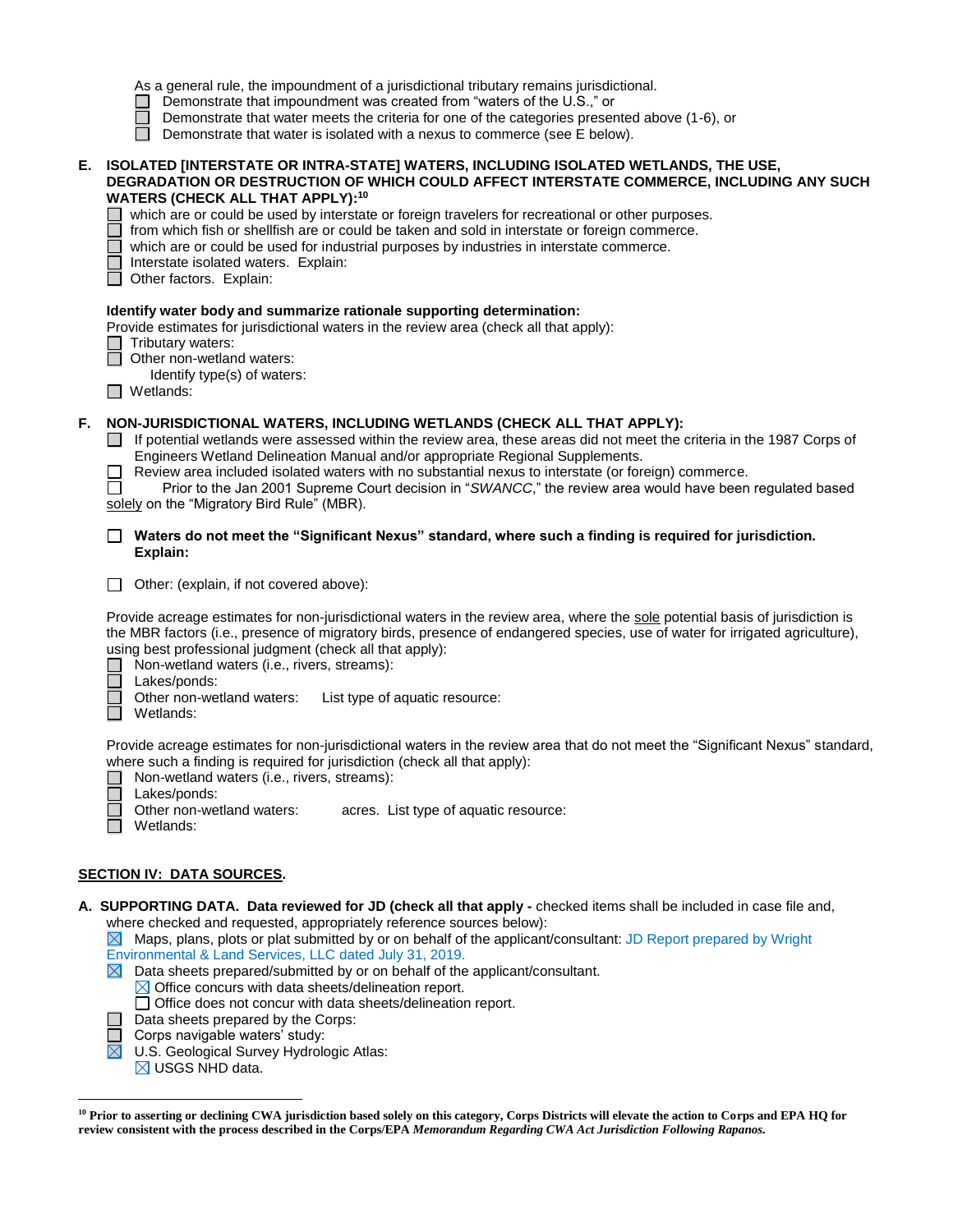As a general rule, the impoundment of a jurisdictional tributary remains jurisdictional.

☐ Demonstrate that impoundment was created from "waters of the U.S.," or
☐ Demonstrate that water meets the criteria for one of the categories presented above (1-6), or
☐ Demonstrate that water is isolated with a nexus to commerce (see E below).

**E. ISOLATED [INTERSTATE OR INTRA-STATE] WATERS, INCLUDING ISOLATED WETLANDS, THE USE, DEGRADATION OR DESTRUCTION OF WHICH COULD AFFECT INTERSTATE COMMERCE, INCLUDING ANY SUCH WATERS (CHECK ALL THAT APPLY):**[10]

☐ which are or could be used by interstate or foreign travelers for recreational or other purposes.
☐ from which fish or shellfish are or could be taken and sold in interstate or foreign commerce.
☐ which are or could be used for industrial purposes by industries in interstate commerce.
☐ Interstate isolated waters. Explain:
☐ Other factors. Explain:

**Identify water body and summarize rationale supporting determination:**

Provide estimates for jurisdictional waters in the review area (check all that apply):

☐ Tributary waters:
☐ Other non-wetland waters:
Identify type(s) of waters:
☐ Wetlands:

**F. NON-JURISDICTIONAL WATERS, INCLUDING WETLANDS (CHECK ALL THAT APPLY):**

☐ If potential wetlands were assessed within the review area, these areas did not meet the criteria in the 1987 Corps of Engineers Wetland Delineation Manual and/or appropriate Regional Supplements.
☐ Review area included isolated waters with no substantial nexus to interstate (or foreign) commerce.
☐ Prior to the Jan 2001 Supreme Court decision in "*SWANCC*," the review area would have been regulated based solely on the "Migratory Bird Rule" (MBR).

☐ **Waters do not meet the "Significant Nexus" standard, where such a finding is required for jurisdiction. Explain:**

☐ Other: (explain, if not covered above):

Provide acreage estimates for non-jurisdictional waters in the review area, where the sole potential basis of jurisdiction is the MBR factors (i.e., presence of migratory birds, presence of endangered species, use of water for irrigated agriculture), using best professional judgment (check all that apply):

☐ Non-wetland waters (i.e., rivers, streams):
☐ Lakes/ponds:
☐ Other non-wetland waters: List type of aquatic resource:
☐ Wetlands:

Provide acreage estimates for non-jurisdictional waters in the review area that do not meet the "Significant Nexus" standard, where such a finding is required for jurisdiction (check all that apply):

☐ Non-wetland waters (i.e., rivers, streams):
☐ Lakes/ponds:
☐ Other non-wetland waters: acres. List type of aquatic resource:
☐ Wetlands:

## SECTION IV: DATA SOURCES.

**A. SUPPORTING DATA. Data reviewed for JD (check all that apply -** checked items shall be included in case file and, where checked and requested, appropriately reference sources below):

☒ Maps, plans, plots or plat submitted by or on behalf of the applicant/consultant: JD Report prepared by Wright Environmental & Land Services, LLC dated July 31, 2019.
☒ Data sheets prepared/submitted by or on behalf of the applicant/consultant.
☒ Office concurs with data sheets/delineation report.
☐ Office does not concur with data sheets/delineation report.
☐ Data sheets prepared by the Corps:
☐ Corps navigable waters' study:
☒ U.S. Geological Survey Hydrologic Atlas:
☒ USGS NHD data.

[10] **Prior to asserting or declining CWA jurisdiction based solely on this category, Corps Districts will elevate the action to Corps and EPA HQ for review consistent with the process described in the Corps/EPA *Memorandum Regarding CWA Act Jurisdiction Following Rapanos.***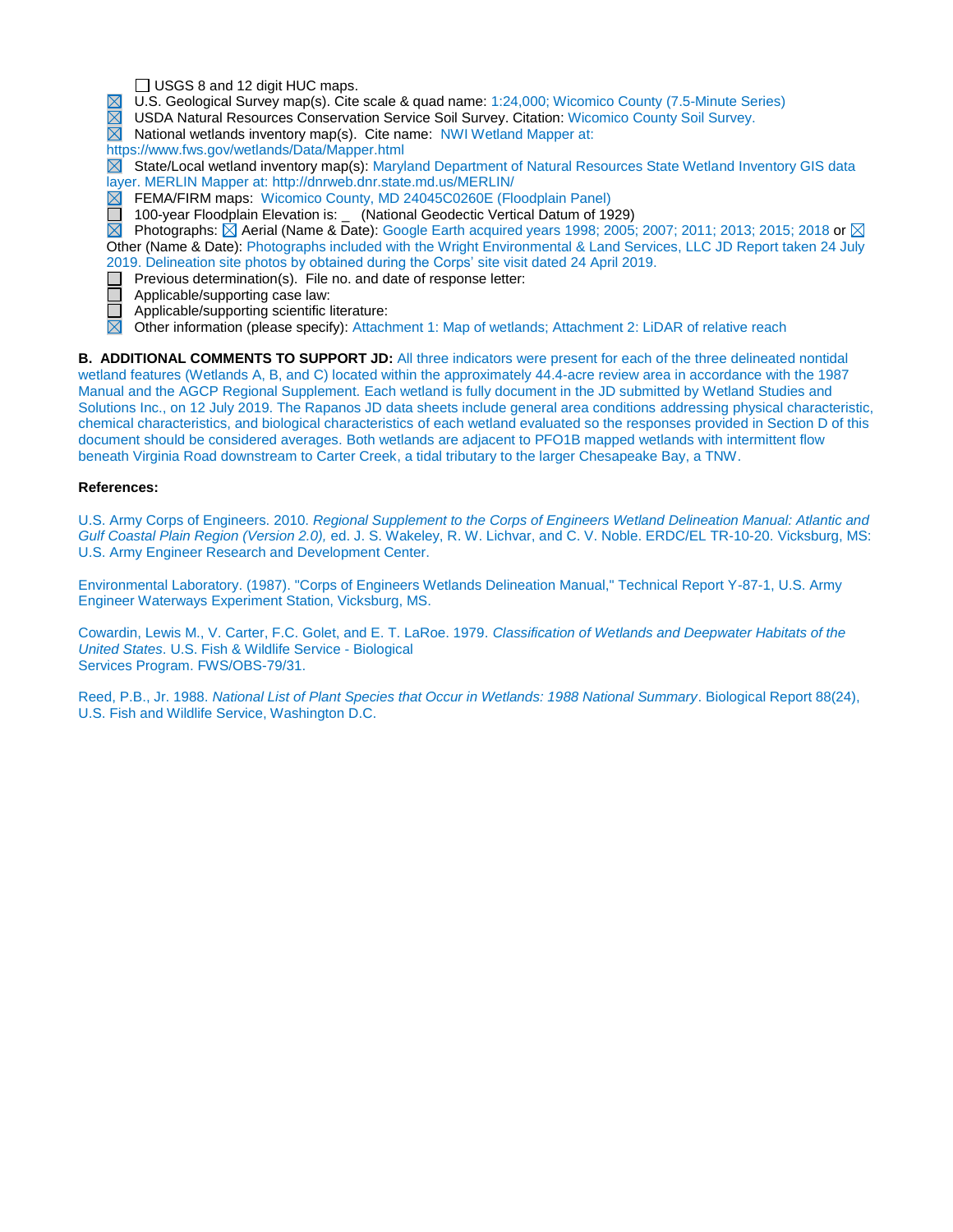- ☐ USGS 8 and 12 digit HUC maps.
- ☒ U.S. Geological Survey map(s). Cite scale & quad name: 1:24,000; Wicomico County (7.5-Minute Series)
- ☒ USDA Natural Resources Conservation Service Soil Survey. Citation: Wicomico County Soil Survey.
- ☒ National wetlands inventory map(s). Cite name: NWI Wetland Mapper at: https://www.fws.gov/wetlands/Data/Mapper.html
- ☒ State/Local wetland inventory map(s): Maryland Department of Natural Resources State Wetland Inventory GIS data layer. MERLIN Mapper at: http://dnrweb.dnr.state.md.us/MERLIN/
- ☒ FEMA/FIRM maps: Wicomico County, MD 24045C0260E (Floodplain Panel)
- ☐ 100-year Floodplain Elevation is: _ (National Geodectic Vertical Datum of 1929)
- ☒ Photographs: ☒ Aerial (Name & Date): Google Earth acquired years 1998; 2005; 2007; 2011; 2013; 2015; 2018 or ☒ Other (Name & Date): Photographs included with the Wright Environmental & Land Services, LLC JD Report taken 24 July 2019. Delineation site photos by obtained during the Corps' site visit dated 24 April 2019.
- ☐ Previous determination(s). File no. and date of response letter:
- ☐ Applicable/supporting case law:
- ☐ Applicable/supporting scientific literature:
- ☒ Other information (please specify): Attachment 1: Map of wetlands; Attachment 2: LiDAR of relative reach

**B. ADDITIONAL COMMENTS TO SUPPORT JD:** All three indicators were present for each of the three delineated nontidal wetland features (Wetlands A, B, and C) located within the approximately 44.4-acre review area in accordance with the 1987 Manual and the AGCP Regional Supplement. Each wetland is fully document in the JD submitted by Wetland Studies and Solutions Inc., on 12 July 2019. The Rapanos JD data sheets include general area conditions addressing physical characteristic, chemical characteristics, and biological characteristics of each wetland evaluated so the responses provided in Section D of this document should be considered averages. Both wetlands are adjacent to PFO1B mapped wetlands with intermittent flow beneath Virginia Road downstream to Carter Creek, a tidal tributary to the larger Chesapeake Bay, a TNW.

**References:**

U.S. Army Corps of Engineers. 2010. *Regional Supplement to the Corps of Engineers Wetland Delineation Manual: Atlantic and Gulf Coastal Plain Region (Version 2.0),* ed. J. S. Wakeley, R. W. Lichvar, and C. V. Noble. ERDC/EL TR-10-20. Vicksburg, MS: U.S. Army Engineer Research and Development Center.

Environmental Laboratory. (1987). "Corps of Engineers Wetlands Delineation Manual," Technical Report Y-87-1, U.S. Army Engineer Waterways Experiment Station, Vicksburg, MS.

Cowardin, Lewis M., V. Carter, F.C. Golet, and E. T. LaRoe. 1979. *Classification of Wetlands and Deepwater Habitats of the United States*. U.S. Fish & Wildlife Service - Biological Services Program. FWS/OBS-79/31.

Reed, P.B., Jr. 1988. *National List of Plant Species that Occur in Wetlands: 1988 National Summary*. Biological Report 88(24), U.S. Fish and Wildlife Service, Washington D.C.